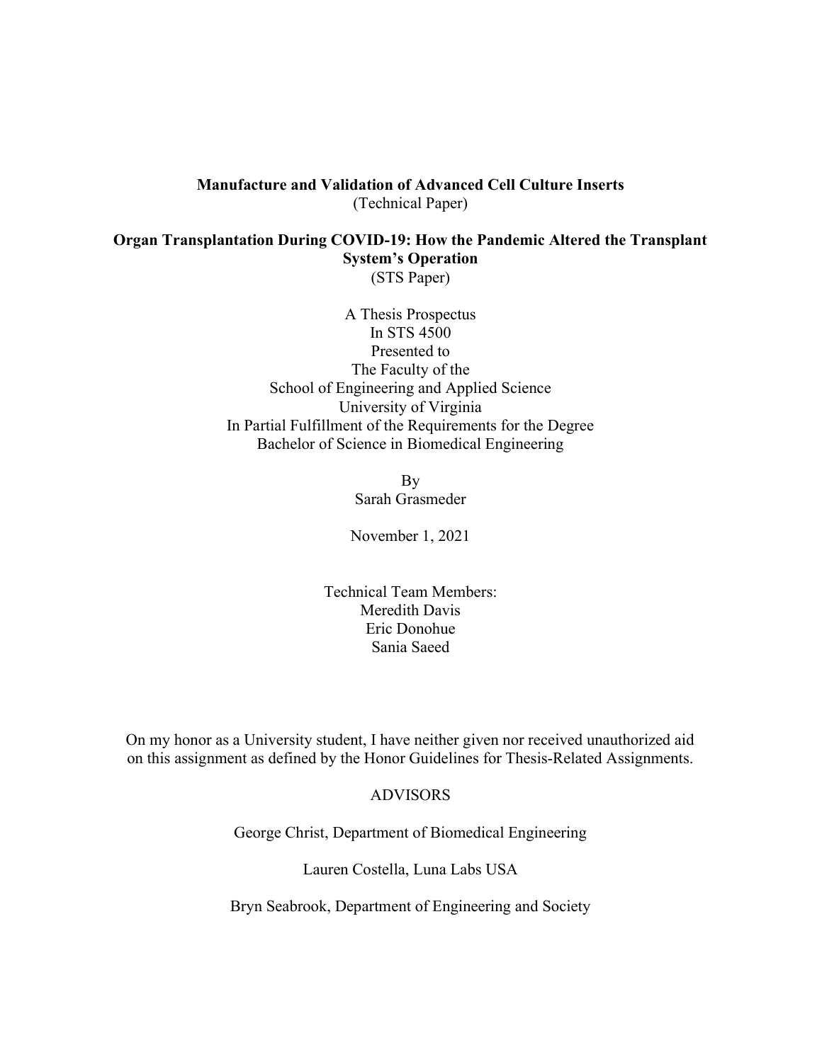**Manufacture and Validation of Advanced Cell Culture Inserts**
(Technical Paper)

**Organ Transplantation During COVID-19: How the Pandemic Altered the Transplant System's Operation**
(STS Paper)

A Thesis Prospectus
In STS 4500
Presented to
The Faculty of the
School of Engineering and Applied Science
University of Virginia
In Partial Fulfillment of the Requirements for the Degree
Bachelor of Science in Biomedical Engineering

By
Sarah Grasmeder

November 1, 2021

Technical Team Members:
Meredith Davis
Eric Donohue
Sania Saeed

On my honor as a University student, I have neither given nor received unauthorized aid on this assignment as defined by the Honor Guidelines for Thesis-Related Assignments.

ADVISORS

George Christ, Department of Biomedical Engineering

Lauren Costella, Luna Labs USA

Bryn Seabrook, Department of Engineering and Society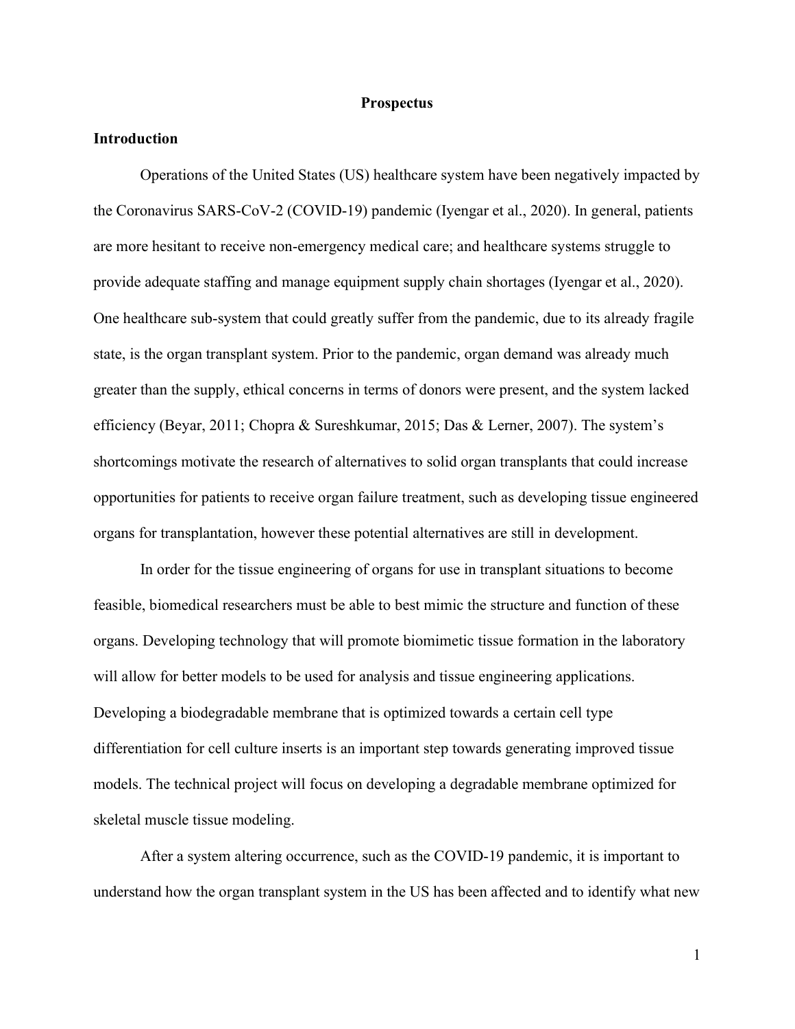# Prospectus

## Introduction

Operations of the United States (US) healthcare system have been negatively impacted by the Coronavirus SARS-CoV-2 (COVID-19) pandemic (Iyengar et al., 2020). In general, patients are more hesitant to receive non-emergency medical care; and healthcare systems struggle to provide adequate staffing and manage equipment supply chain shortages (Iyengar et al., 2020). One healthcare sub-system that could greatly suffer from the pandemic, due to its already fragile state, is the organ transplant system. Prior to the pandemic, organ demand was already much greater than the supply, ethical concerns in terms of donors were present, and the system lacked efficiency (Beyar, 2011; Chopra & Sureshkumar, 2015; Das & Lerner, 2007). The system's shortcomings motivate the research of alternatives to solid organ transplants that could increase opportunities for patients to receive organ failure treatment, such as developing tissue engineered organs for transplantation, however these potential alternatives are still in development.

In order for the tissue engineering of organs for use in transplant situations to become feasible, biomedical researchers must be able to best mimic the structure and function of these organs. Developing technology that will promote biomimetic tissue formation in the laboratory will allow for better models to be used for analysis and tissue engineering applications. Developing a biodegradable membrane that is optimized towards a certain cell type differentiation for cell culture inserts is an important step towards generating improved tissue models. The technical project will focus on developing a degradable membrane optimized for skeletal muscle tissue modeling.

After a system altering occurrence, such as the COVID-19 pandemic, it is important to understand how the organ transplant system in the US has been affected and to identify what new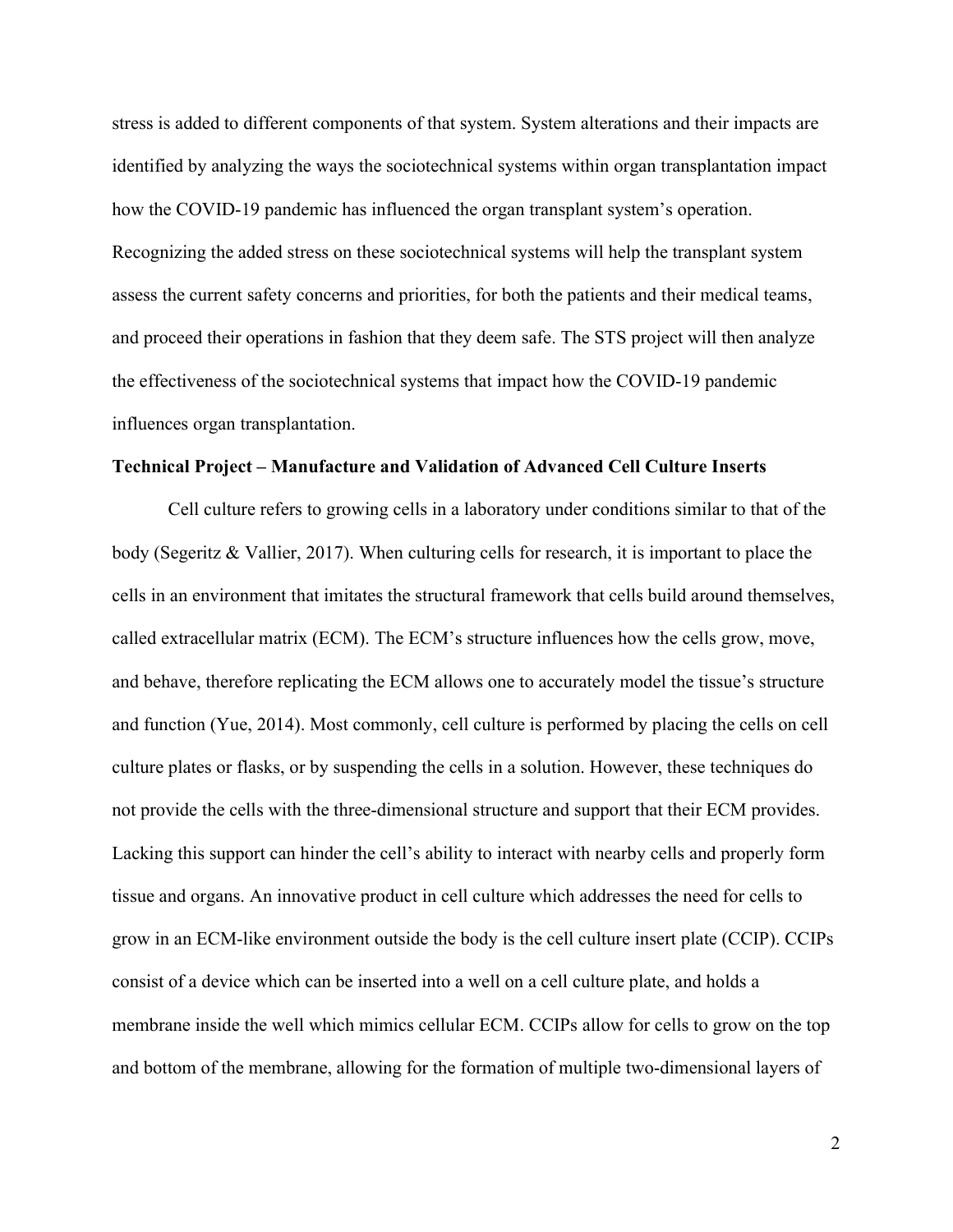stress is added to different components of that system. System alterations and their impacts are identified by analyzing the ways the sociotechnical systems within organ transplantation impact how the COVID-19 pandemic has influenced the organ transplant system's operation. Recognizing the added stress on these sociotechnical systems will help the transplant system assess the current safety concerns and priorities, for both the patients and their medical teams, and proceed their operations in fashion that they deem safe. The STS project will then analyze the effectiveness of the sociotechnical systems that impact how the COVID-19 pandemic influences organ transplantation.

**Technical Project – Manufacture and Validation of Advanced Cell Culture Inserts**

Cell culture refers to growing cells in a laboratory under conditions similar to that of the body (Segeritz & Vallier, 2017). When culturing cells for research, it is important to place the cells in an environment that imitates the structural framework that cells build around themselves, called extracellular matrix (ECM). The ECM's structure influences how the cells grow, move, and behave, therefore replicating the ECM allows one to accurately model the tissue's structure and function (Yue, 2014). Most commonly, cell culture is performed by placing the cells on cell culture plates or flasks, or by suspending the cells in a solution. However, these techniques do not provide the cells with the three-dimensional structure and support that their ECM provides. Lacking this support can hinder the cell's ability to interact with nearby cells and properly form tissue and organs. An innovative product in cell culture which addresses the need for cells to grow in an ECM-like environment outside the body is the cell culture insert plate (CCIP). CCIPs consist of a device which can be inserted into a well on a cell culture plate, and holds a membrane inside the well which mimics cellular ECM. CCIPs allow for cells to grow on the top and bottom of the membrane, allowing for the formation of multiple two-dimensional layers of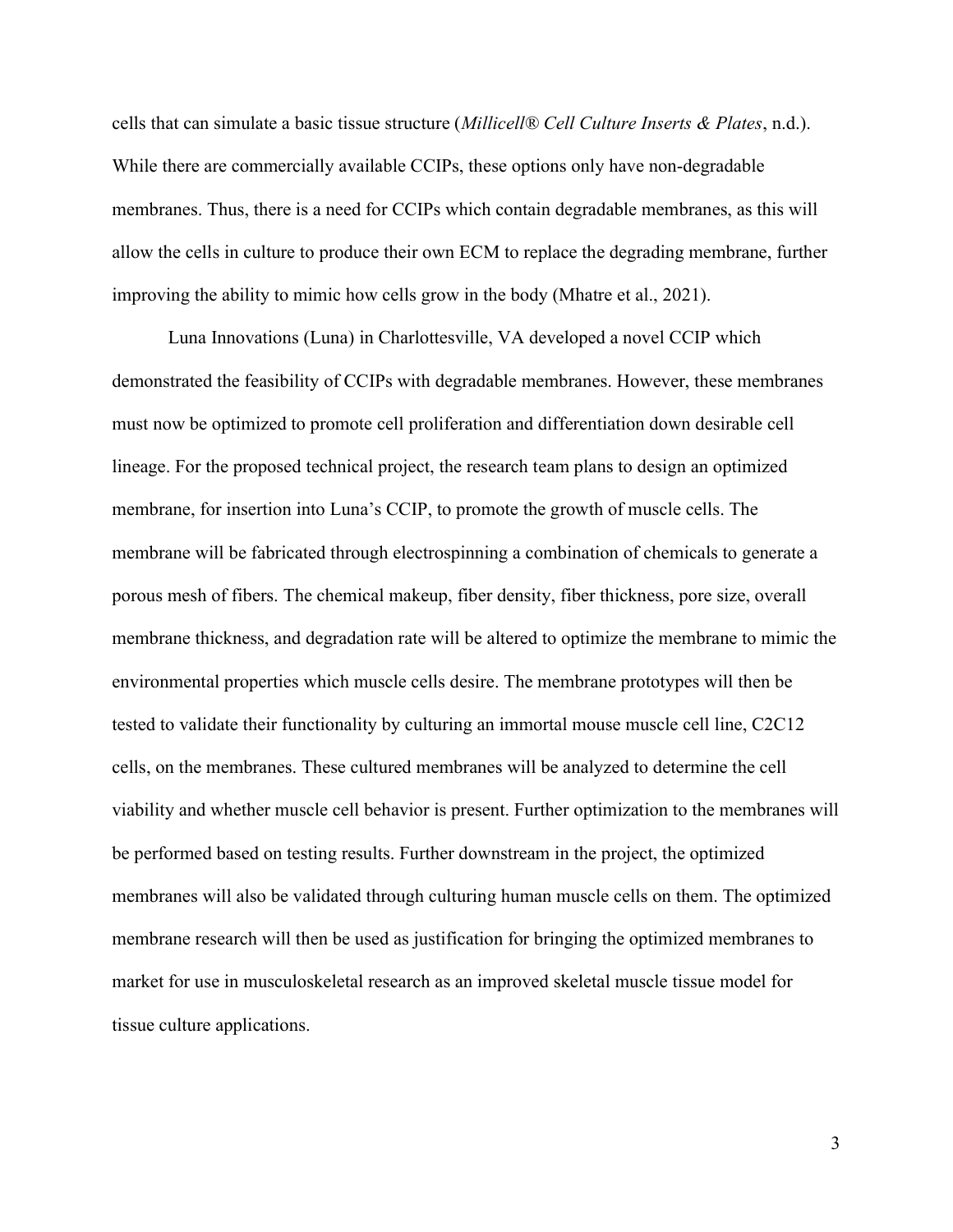cells that can simulate a basic tissue structure (*Millicell® Cell Culture Inserts & Plates*, n.d.). While there are commercially available CCIPs, these options only have non-degradable membranes. Thus, there is a need for CCIPs which contain degradable membranes, as this will allow the cells in culture to produce their own ECM to replace the degrading membrane, further improving the ability to mimic how cells grow in the body (Mhatre et al., 2021).

Luna Innovations (Luna) in Charlottesville, VA developed a novel CCIP which demonstrated the feasibility of CCIPs with degradable membranes. However, these membranes must now be optimized to promote cell proliferation and differentiation down desirable cell lineage. For the proposed technical project, the research team plans to design an optimized membrane, for insertion into Luna's CCIP, to promote the growth of muscle cells. The membrane will be fabricated through electrospinning a combination of chemicals to generate a porous mesh of fibers. The chemical makeup, fiber density, fiber thickness, pore size, overall membrane thickness, and degradation rate will be altered to optimize the membrane to mimic the environmental properties which muscle cells desire. The membrane prototypes will then be tested to validate their functionality by culturing an immortal mouse muscle cell line, C2C12 cells, on the membranes. These cultured membranes will be analyzed to determine the cell viability and whether muscle cell behavior is present. Further optimization to the membranes will be performed based on testing results. Further downstream in the project, the optimized membranes will also be validated through culturing human muscle cells on them. The optimized membrane research will then be used as justification for bringing the optimized membranes to market for use in musculoskeletal research as an improved skeletal muscle tissue model for tissue culture applications.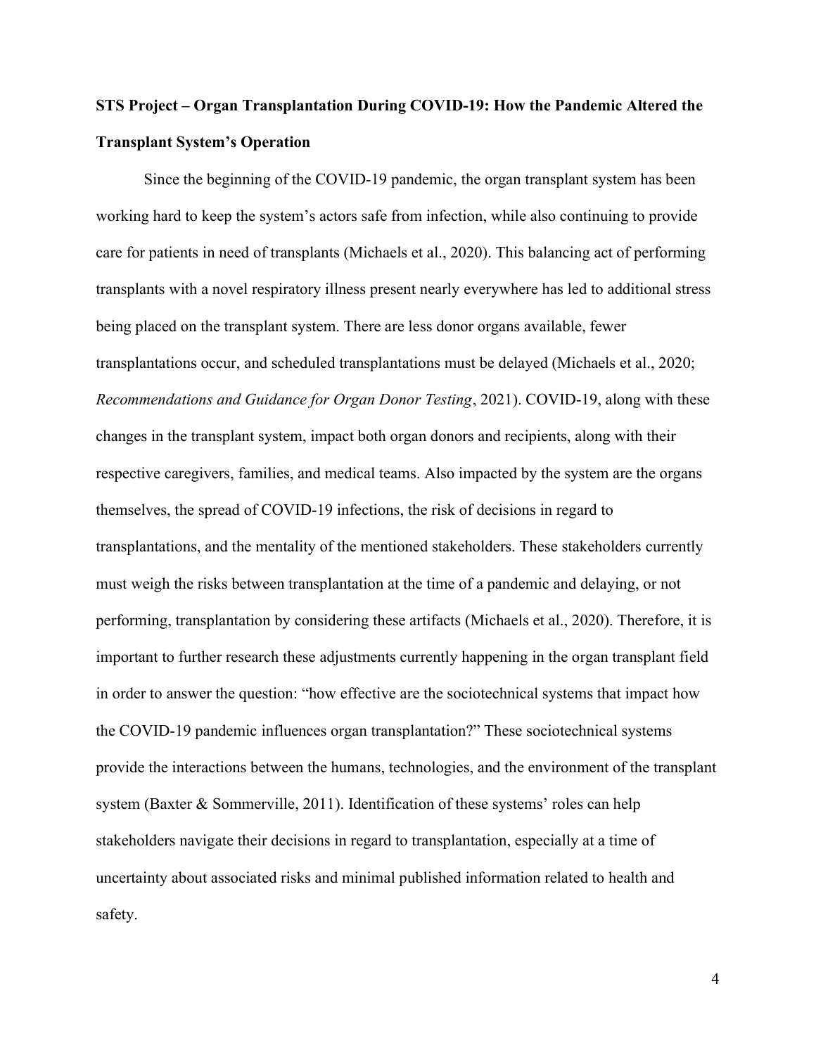**STS Project – Organ Transplantation During COVID-19: How the Pandemic Altered the Transplant System's Operation**

Since the beginning of the COVID-19 pandemic, the organ transplant system has been working hard to keep the system's actors safe from infection, while also continuing to provide care for patients in need of transplants (Michaels et al., 2020). This balancing act of performing transplants with a novel respiratory illness present nearly everywhere has led to additional stress being placed on the transplant system. There are less donor organs available, fewer transplantations occur, and scheduled transplantations must be delayed (Michaels et al., 2020; *Recommendations and Guidance for Organ Donor Testing*, 2021). COVID-19, along with these changes in the transplant system, impact both organ donors and recipients, along with their respective caregivers, families, and medical teams. Also impacted by the system are the organs themselves, the spread of COVID-19 infections, the risk of decisions in regard to transplantations, and the mentality of the mentioned stakeholders. These stakeholders currently must weigh the risks between transplantation at the time of a pandemic and delaying, or not performing, transplantation by considering these artifacts (Michaels et al., 2020). Therefore, it is important to further research these adjustments currently happening in the organ transplant field in order to answer the question: "how effective are the sociotechnical systems that impact how the COVID-19 pandemic influences organ transplantation?" These sociotechnical systems provide the interactions between the humans, technologies, and the environment of the transplant system (Baxter & Sommerville, 2011). Identification of these systems' roles can help stakeholders navigate their decisions in regard to transplantation, especially at a time of uncertainty about associated risks and minimal published information related to health and safety.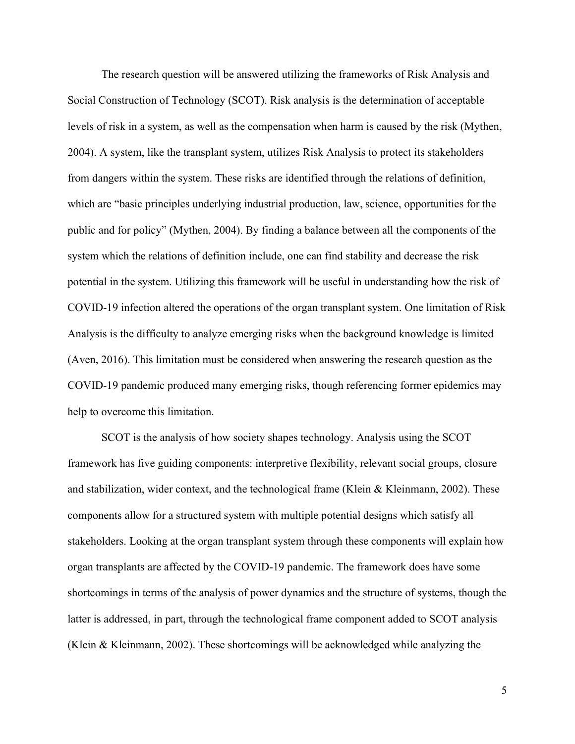The research question will be answered utilizing the frameworks of Risk Analysis and Social Construction of Technology (SCOT). Risk analysis is the determination of acceptable levels of risk in a system, as well as the compensation when harm is caused by the risk (Mythen, 2004). A system, like the transplant system, utilizes Risk Analysis to protect its stakeholders from dangers within the system. These risks are identified through the relations of definition, which are "basic principles underlying industrial production, law, science, opportunities for the public and for policy" (Mythen, 2004). By finding a balance between all the components of the system which the relations of definition include, one can find stability and decrease the risk potential in the system. Utilizing this framework will be useful in understanding how the risk of COVID-19 infection altered the operations of the organ transplant system. One limitation of Risk Analysis is the difficulty to analyze emerging risks when the background knowledge is limited (Aven, 2016). This limitation must be considered when answering the research question as the COVID-19 pandemic produced many emerging risks, though referencing former epidemics may help to overcome this limitation.

SCOT is the analysis of how society shapes technology. Analysis using the SCOT framework has five guiding components: interpretive flexibility, relevant social groups, closure and stabilization, wider context, and the technological frame (Klein & Kleinmann, 2002). These components allow for a structured system with multiple potential designs which satisfy all stakeholders. Looking at the organ transplant system through these components will explain how organ transplants are affected by the COVID-19 pandemic. The framework does have some shortcomings in terms of the analysis of power dynamics and the structure of systems, though the latter is addressed, in part, through the technological frame component added to SCOT analysis (Klein & Kleinmann, 2002). These shortcomings will be acknowledged while analyzing the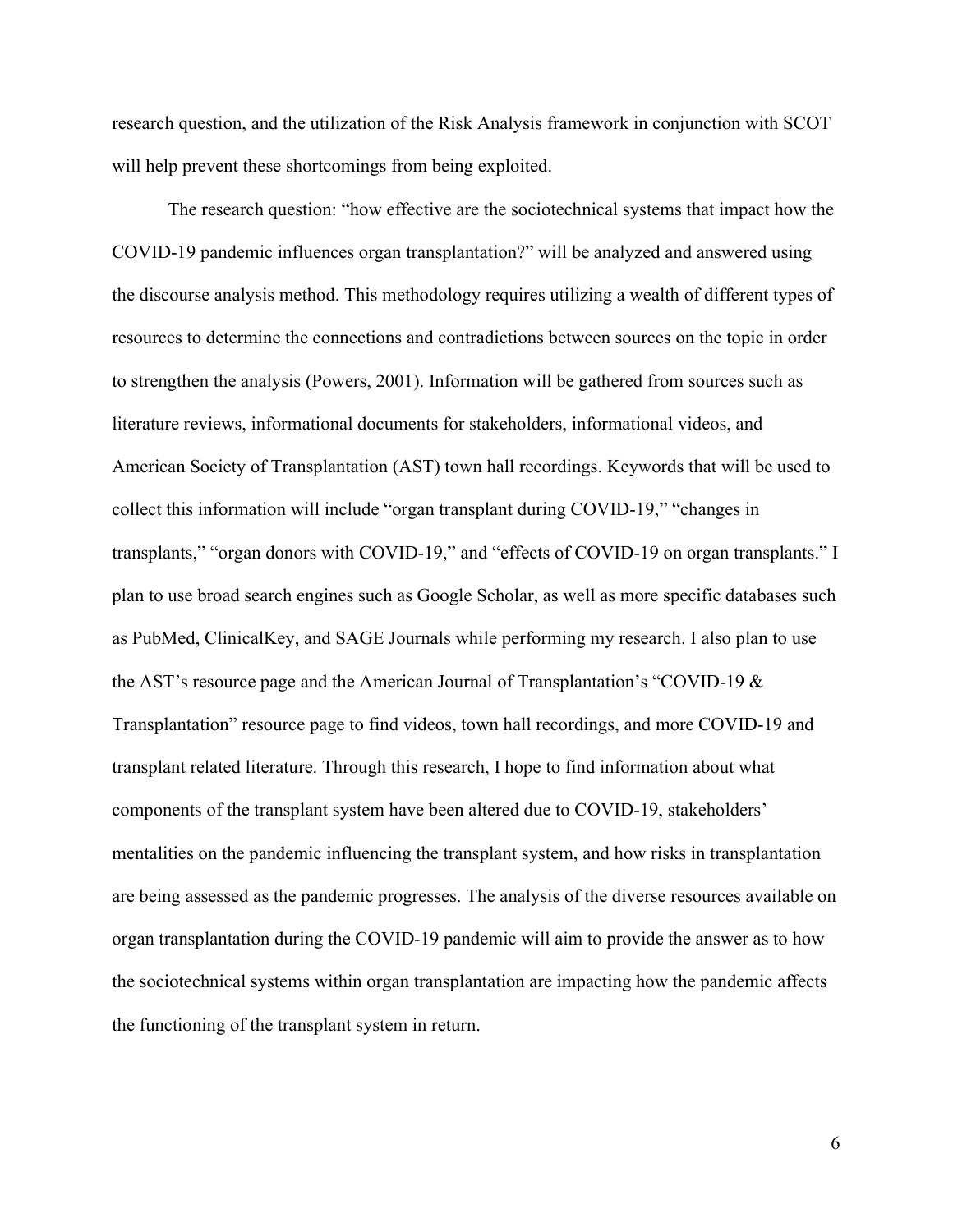research question, and the utilization of the Risk Analysis framework in conjunction with SCOT will help prevent these shortcomings from being exploited.

The research question: "how effective are the sociotechnical systems that impact how the COVID-19 pandemic influences organ transplantation?" will be analyzed and answered using the discourse analysis method. This methodology requires utilizing a wealth of different types of resources to determine the connections and contradictions between sources on the topic in order to strengthen the analysis (Powers, 2001). Information will be gathered from sources such as literature reviews, informational documents for stakeholders, informational videos, and American Society of Transplantation (AST) town hall recordings. Keywords that will be used to collect this information will include "organ transplant during COVID-19," "changes in transplants," "organ donors with COVID-19," and "effects of COVID-19 on organ transplants." I plan to use broad search engines such as Google Scholar, as well as more specific databases such as PubMed, ClinicalKey, and SAGE Journals while performing my research. I also plan to use the AST's resource page and the American Journal of Transplantation's "COVID-19 & Transplantation" resource page to find videos, town hall recordings, and more COVID-19 and transplant related literature. Through this research, I hope to find information about what components of the transplant system have been altered due to COVID-19, stakeholders' mentalities on the pandemic influencing the transplant system, and how risks in transplantation are being assessed as the pandemic progresses. The analysis of the diverse resources available on organ transplantation during the COVID-19 pandemic will aim to provide the answer as to how the sociotechnical systems within organ transplantation are impacting how the pandemic affects the functioning of the transplant system in return.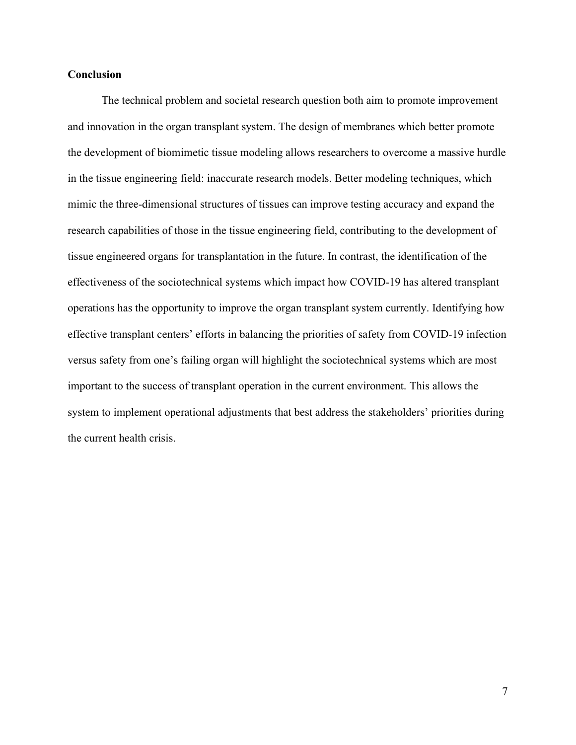## Conclusion

The technical problem and societal research question both aim to promote improvement and innovation in the organ transplant system. The design of membranes which better promote the development of biomimetic tissue modeling allows researchers to overcome a massive hurdle in the tissue engineering field: inaccurate research models. Better modeling techniques, which mimic the three-dimensional structures of tissues can improve testing accuracy and expand the research capabilities of those in the tissue engineering field, contributing to the development of tissue engineered organs for transplantation in the future. In contrast, the identification of the effectiveness of the sociotechnical systems which impact how COVID-19 has altered transplant operations has the opportunity to improve the organ transplant system currently. Identifying how effective transplant centers' efforts in balancing the priorities of safety from COVID-19 infection versus safety from one's failing organ will highlight the sociotechnical systems which are most important to the success of transplant operation in the current environment. This allows the system to implement operational adjustments that best address the stakeholders' priorities during the current health crisis.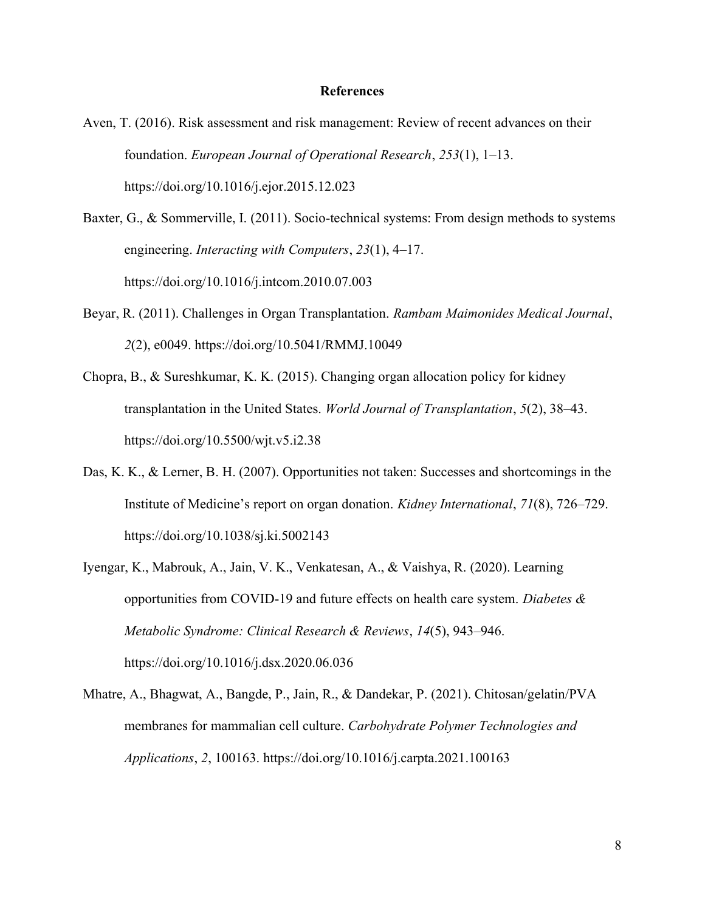# References

Aven, T. (2016). Risk assessment and risk management: Review of recent advances on their foundation. *European Journal of Operational Research*, *253*(1), 1–13. https://doi.org/10.1016/j.ejor.2015.12.023

Baxter, G., & Sommerville, I. (2011). Socio-technical systems: From design methods to systems engineering. *Interacting with Computers*, *23*(1), 4–17. https://doi.org/10.1016/j.intcom.2010.07.003

Beyar, R. (2011). Challenges in Organ Transplantation. *Rambam Maimonides Medical Journal*, *2*(2), e0049. https://doi.org/10.5041/RMMJ.10049

Chopra, B., & Sureshkumar, K. K. (2015). Changing organ allocation policy for kidney transplantation in the United States. *World Journal of Transplantation*, *5*(2), 38–43. https://doi.org/10.5500/wjt.v5.i2.38

Das, K. K., & Lerner, B. H. (2007). Opportunities not taken: Successes and shortcomings in the Institute of Medicine's report on organ donation. *Kidney International*, *71*(8), 726–729. https://doi.org/10.1038/sj.ki.5002143

Iyengar, K., Mabrouk, A., Jain, V. K., Venkatesan, A., & Vaishya, R. (2020). Learning opportunities from COVID-19 and future effects on health care system. *Diabetes & Metabolic Syndrome: Clinical Research & Reviews*, *14*(5), 943–946. https://doi.org/10.1016/j.dsx.2020.06.036

Mhatre, A., Bhagwat, A., Bangde, P., Jain, R., & Dandekar, P. (2021). Chitosan/gelatin/PVA membranes for mammalian cell culture. *Carbohydrate Polymer Technologies and Applications*, *2*, 100163. https://doi.org/10.1016/j.carpta.2021.100163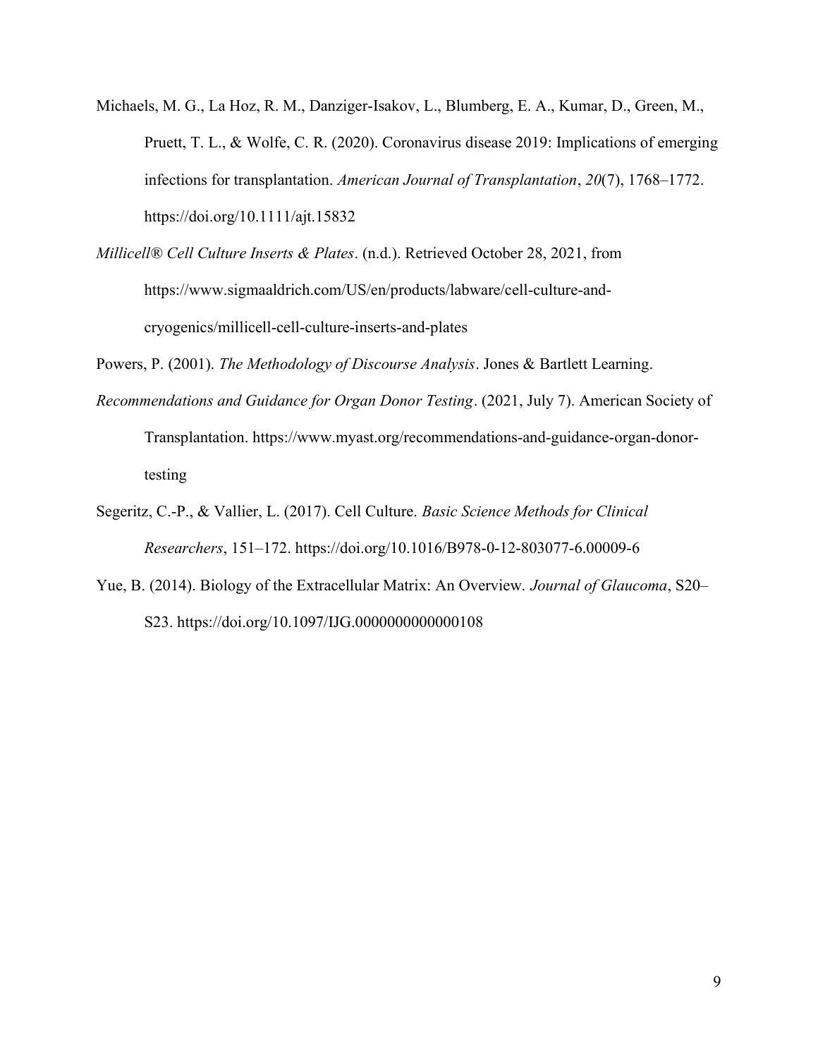Michaels, M. G., La Hoz, R. M., Danziger-Isakov, L., Blumberg, E. A., Kumar, D., Green, M., Pruett, T. L., & Wolfe, C. R. (2020). Coronavirus disease 2019: Implications of emerging infections for transplantation. *American Journal of Transplantation*, *20*(7), 1768–1772. https://doi.org/10.1111/ajt.15832

*Millicell® Cell Culture Inserts & Plates*. (n.d.). Retrieved October 28, 2021, from https://www.sigmaaldrich.com/US/en/products/labware/cell-culture-and-cryogenics/millicell-cell-culture-inserts-and-plates

Powers, P. (2001). *The Methodology of Discourse Analysis*. Jones & Bartlett Learning.

*Recommendations and Guidance for Organ Donor Testing*. (2021, July 7). American Society of Transplantation. https://www.myast.org/recommendations-and-guidance-organ-donor-testing

Segeritz, C.-P., & Vallier, L. (2017). Cell Culture. *Basic Science Methods for Clinical Researchers*, 151–172. https://doi.org/10.1016/B978-0-12-803077-6.00009-6

Yue, B. (2014). Biology of the Extracellular Matrix: An Overview. *Journal of Glaucoma*, S20–S23. https://doi.org/10.1097/IJG.0000000000000108